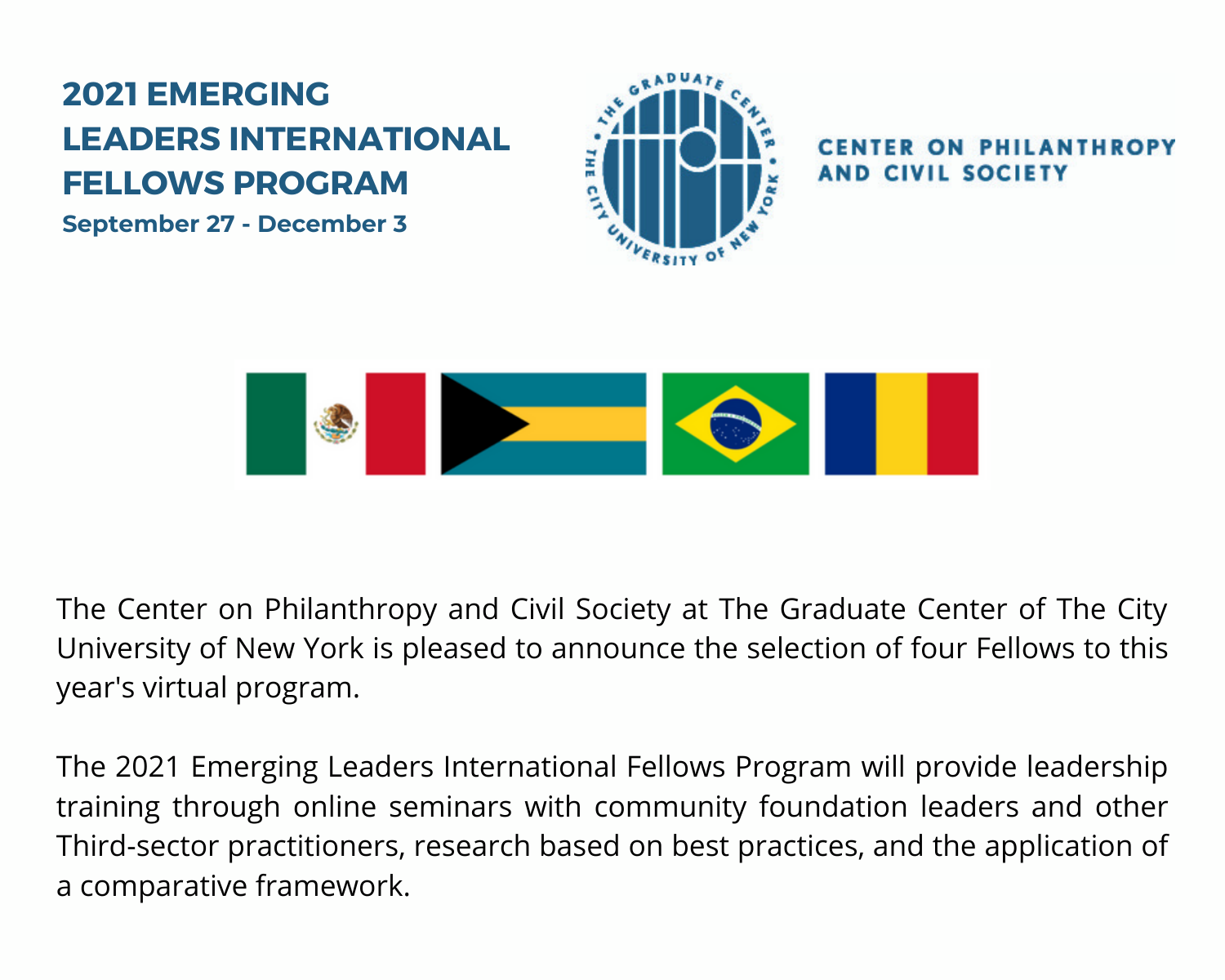# 2021 EMERGING LEADERS INTERNATIONAL FELLOWS PROGRAM

**September 27 - December 3**

THE GRADUATE CENTER • THE CITY UNIVERSITY OF NEW YORK •

**CENTER ON PHILANTHROPY AND CIVIL SOCIETY**

The Center on Philanthropy and Civil Society at The Graduate Center of The City University of New York is pleased to announce the selection of four Fellows to this year's virtual program.

The 2021 Emerging Leaders International Fellows Program will provide leadership training through online seminars with community foundation leaders and other Third-sector practitioners, research based on best practices, and the application of a comparative framework.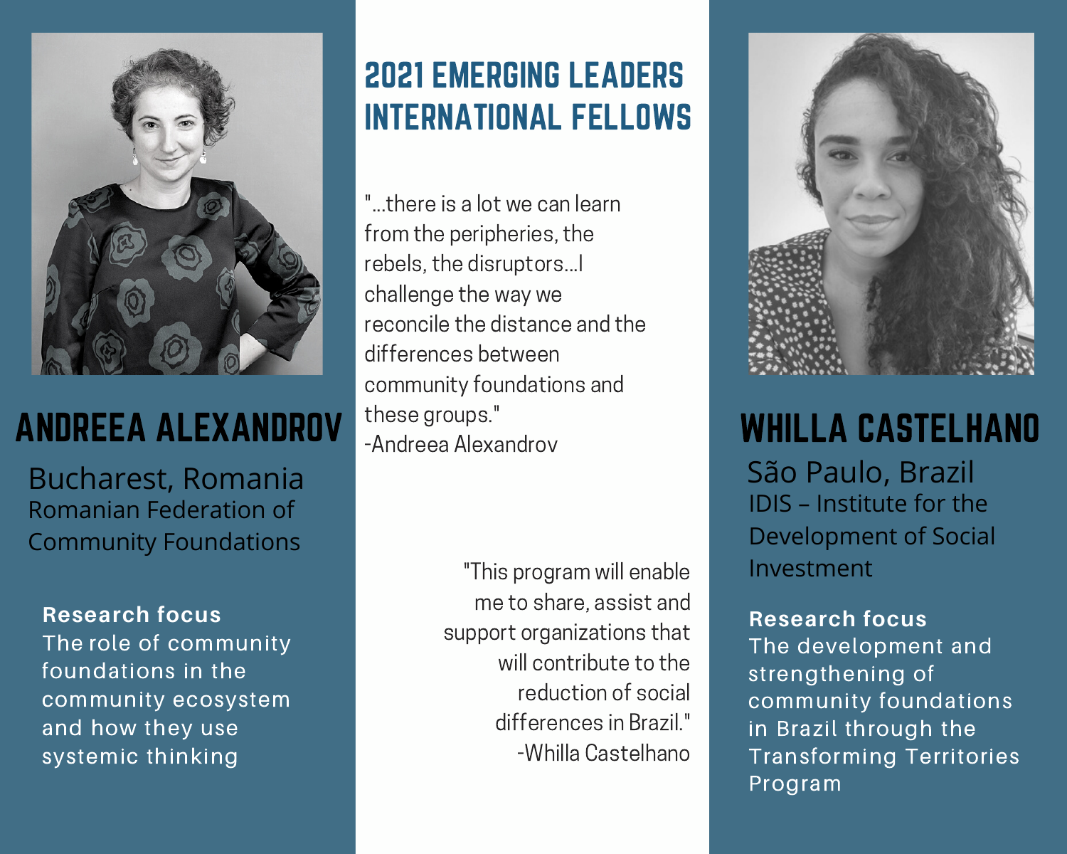# 2021 EMERGING LEADERS INTERNATIONAL FELLOWS

## ANDREEA ALEXANDROV

Bucharest, Romania

Romanian Federation of Community Foundations

**Research focus**

The role of community foundations in the community ecosystem and how they use systemic thinking

"...there is a lot we can learn from the peripheries, the rebels, the disruptors...I challenge the way we reconcile the distance and the differences between community foundations and these groups."

-Andreea Alexandrov

## WHILLA CASTELHANO

São Paulo, Brazil

IDIS – Institute for the Development of Social Investment

**Research focus**

The development and strengthening of community foundations in Brazil through the Transforming Territories Program

"This program will enable me to share, assist and support organizations that will contribute to the reduction of social differences in Brazil."

-Whilla Castelhano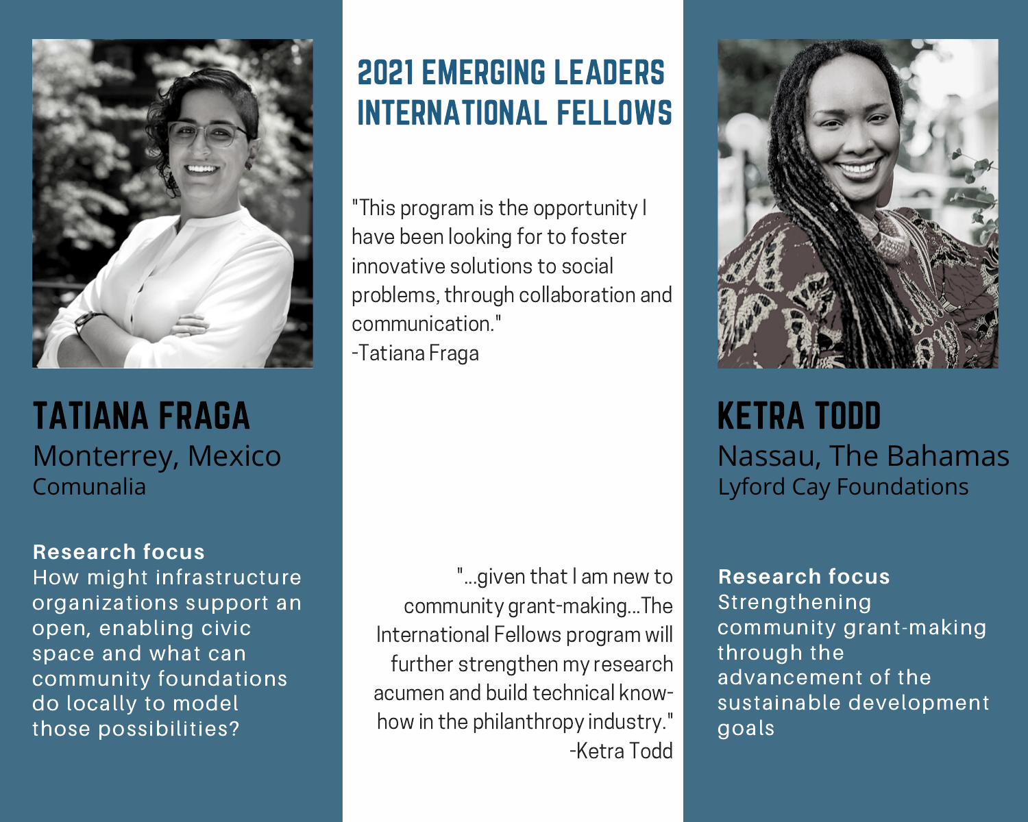# 2021 EMERGING LEADERS INTERNATIONAL FELLOWS

## TATIANA FRAGA

Monterrey, Mexico

Comunalia

**Research focus**

How might infrastructure organizations support an open, enabling civic space and what can community foundations do locally to model those possibilities?

"This program is the opportunity I have been looking for to foster innovative solutions to social problems, through collaboration and communication."

-Tatiana Fraga

## KETRA TODD

Nassau, The Bahamas

Lyford Cay Foundations

**Research focus**

Strengthening community grant-making through the advancement of the sustainable development goals

"...given that I am new to community grant-making...The International Fellows program will further strengthen my research acumen and build technical know-how in the philanthropy industry."

-Ketra Todd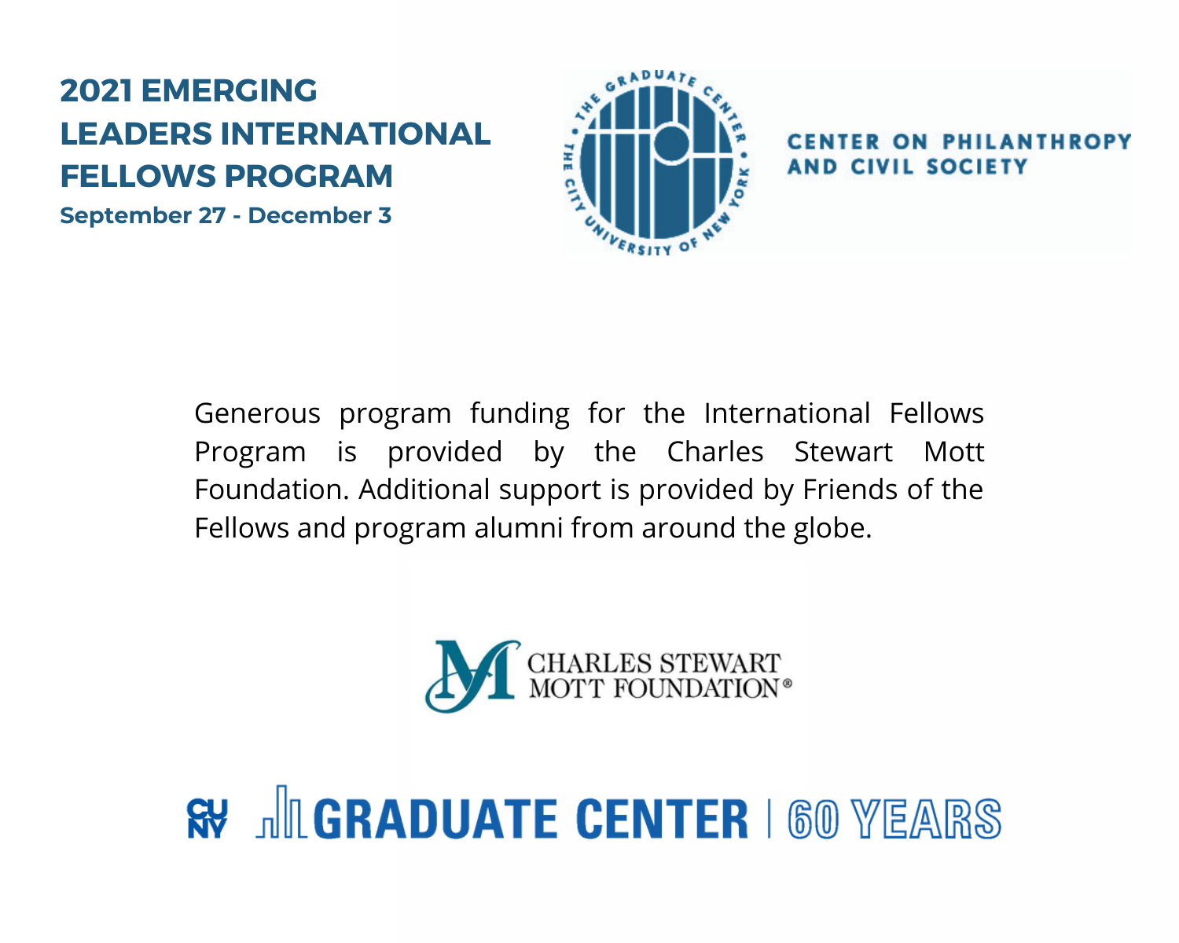# 2021 EMERGING LEADERS INTERNATIONAL FELLOWS PROGRAM

**September 27 - December 3**

CENTER ON PHILANTHROPY AND CIVIL SOCIETY

Generous program funding for the International Fellows Program is provided by the Charles Stewart Mott Foundation. Additional support is provided by Friends of the Fellows and program alumni from around the globe.

CHARLES STEWART MOTT FOUNDATION®

CUNY GRADUATE CENTER | 60 YEARS